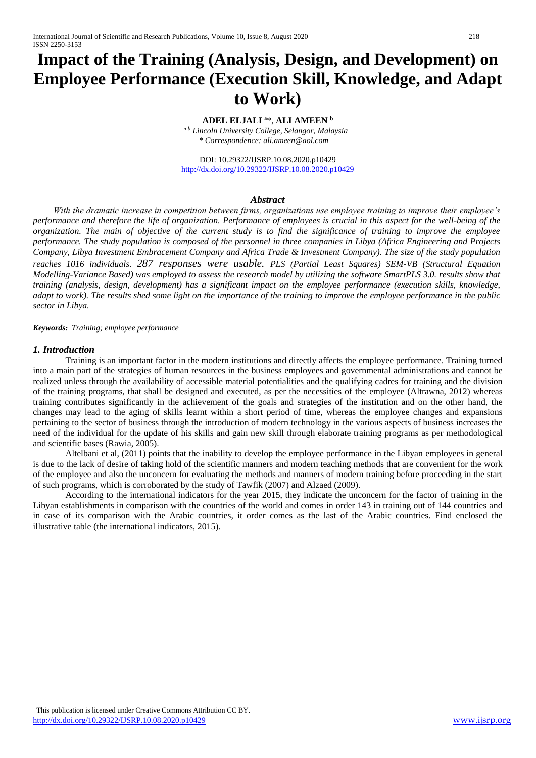# Impact of the Training (Analysis, Design, and Development) on Employee Performance (Execution Skill, Knowledge, and Adapt to Work)

**ADEL ELJALI** [a]*, **ALI AMEEN** [b]

*[a b] Lincoln University College, Selangor, Malaysia*
*\* Correspondence: ali.ameen@aol.com*

DOI: 10.29322/IJSRP.10.08.2020.p10429
http://dx.doi.org/10.29322/IJSRP.10.08.2020.p10429

### *Abstract*

*With the dramatic increase in competition between firms, organizations use employee training to improve their employee's performance and therefore the life of organization. Performance of employees is crucial in this aspect for the well-being of the organization. The main of objective of the current study is to find the significance of training to improve the employee performance. The study population is composed of the personnel in three companies in Libya (Africa Engineering and Projects Company, Libya Investment Embracement Company and Africa Trade & Investment Company). The size of the study population reaches 1016 individuals. 287 responses were usable. PLS (Partial Least Squares) SEM-VB (Structural Equation Modelling-Variance Based) was employed to assess the research model by utilizing the software SmartPLS 3.0. results show that training (analysis, design, development) has a significant impact on the employee performance (execution skills, knowledge, adapt to work). The results shed some light on the importance of the training to improve the employee performance in the public sector in Libya.*

***Keywords:*** *Training; employee performance*

## *1. Introduction*

Training is an important factor in the modern institutions and directly affects the employee performance. Training turned into a main part of the strategies of human resources in the business employees and governmental administrations and cannot be realized unless through the availability of accessible material potentialities and the qualifying cadres for training and the division of the training programs, that shall be designed and executed, as per the necessities of the employee (Altrawna, 2012) whereas training contributes significantly in the achievement of the goals and strategies of the institution and on the other hand, the changes may lead to the aging of skills learnt within a short period of time, whereas the employee changes and expansions pertaining to the sector of business through the introduction of modern technology in the various aspects of business increases the need of the individual for the update of his skills and gain new skill through elaborate training programs as per methodological and scientific bases (Rawia, 2005).

Altelbani et al, (2011) points that the inability to develop the employee performance in the Libyan employees in general is due to the lack of desire of taking hold of the scientific manners and modern teaching methods that are convenient for the work of the employee and also the unconcern for evaluating the methods and manners of modern training before proceeding in the start of such programs, which is corroborated by the study of Tawfik (2007) and Alzaed (2009).

According to the international indicators for the year 2015, they indicate the unconcern for the factor of training in the Libyan establishments in comparison with the countries of the world and comes in order 143 in training out of 144 countries and in case of its comparison with the Arabic countries, it order comes as the last of the Arabic countries. Find enclosed the illustrative table (the international indicators, 2015).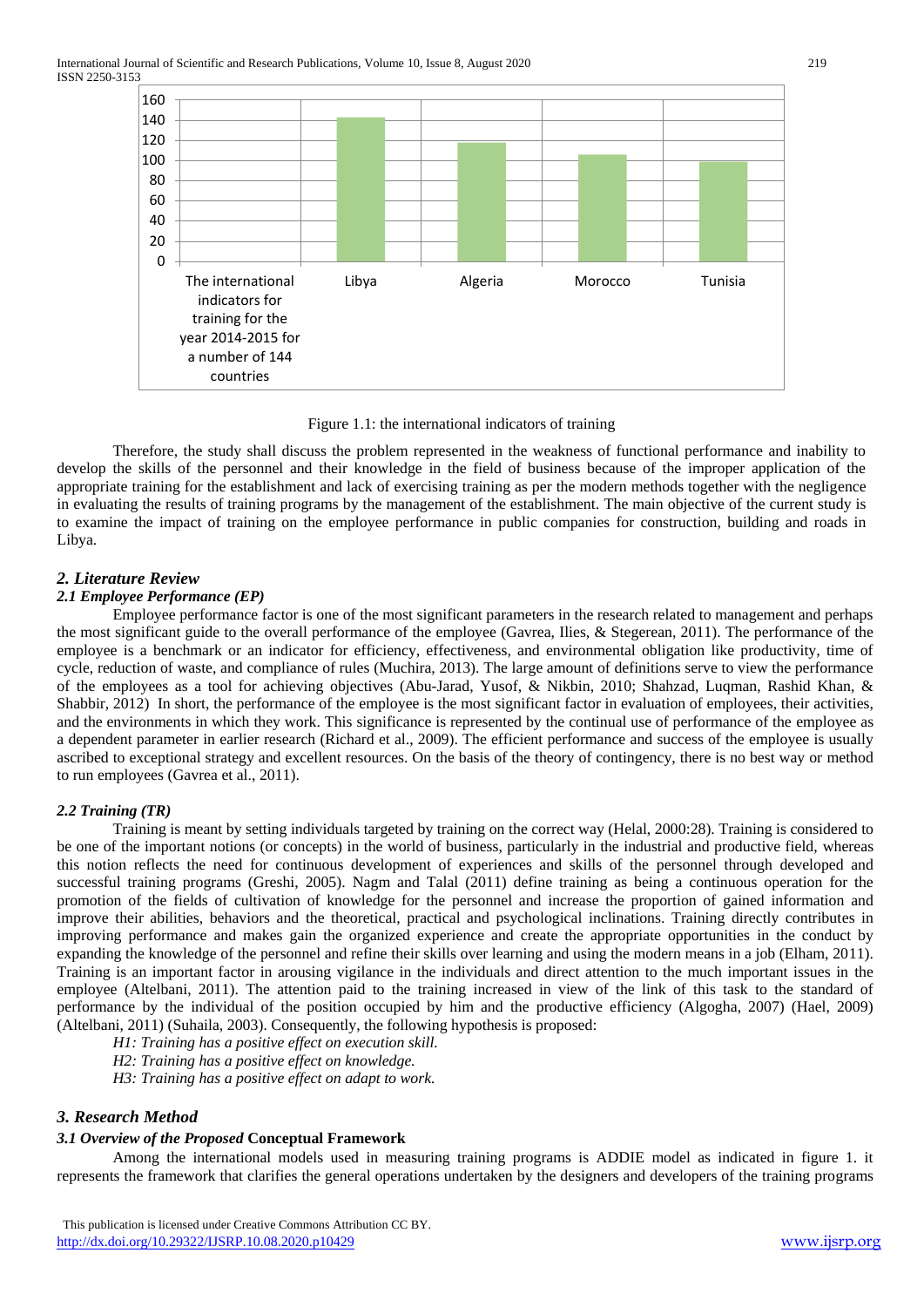Figure 1.1: the international indicators of training

Therefore, the study shall discuss the problem represented in the weakness of functional performance and inability to develop the skills of the personnel and their knowledge in the field of business because of the improper application of the appropriate training for the establishment and lack of exercising training as per the modern methods together with the negligence in evaluating the results of training programs by the management of the establishment. The main objective of the current study is to examine the impact of training on the employee performance in public companies for construction, building and roads in Libya.

## *2. Literature Review*

### *2.1 Employee Performance (EP)*

Employee performance factor is one of the most significant parameters in the research related to management and perhaps the most significant guide to the overall performance of the employee (Gavrea, Ilies, & Stegerean, 2011). The performance of the employee is a benchmark or an indicator for efficiency, effectiveness, and environmental obligation like productivity, time of cycle, reduction of waste, and compliance of rules (Muchira, 2013). The large amount of definitions serve to view the performance of the employees as a tool for achieving objectives (Abu-Jarad, Yusof, & Nikbin, 2010; Shahzad, Luqman, Rashid Khan, & Shabbir, 2012) In short, the performance of the employee is the most significant factor in evaluation of employees, their activities, and the environments in which they work. This significance is represented by the continual use of performance of the employee as a dependent parameter in earlier research (Richard et al., 2009). The efficient performance and success of the employee is usually ascribed to exceptional strategy and excellent resources. On the basis of the theory of contingency, there is no best way or method to run employees (Gavrea et al., 2011).

### *2.2 Training (TR)*

Training is meant by setting individuals targeted by training on the correct way (Helal, 2000:28). Training is considered to be one of the important notions (or concepts) in the world of business, particularly in the industrial and productive field, whereas this notion reflects the need for continuous development of experiences and skills of the personnel through developed and successful training programs (Greshi, 2005). Nagm and Talal (2011) define training as being a continuous operation for the promotion of the fields of cultivation of knowledge for the personnel and increase the proportion of gained information and improve their abilities, behaviors and the theoretical, practical and psychological inclinations. Training directly contributes in improving performance and makes gain the organized experience and create the appropriate opportunities in the conduct by expanding the knowledge of the personnel and refine their skills over learning and using the modern means in a job (Elham, 2011). Training is an important factor in arousing vigilance in the individuals and direct attention to the much important issues in the employee (Altelbani, 2011). The attention paid to the training increased in view of the link of this task to the standard of performance by the individual of the position occupied by him and the productive efficiency (Algogha, 2007) (Hael, 2009) (Altelbani, 2011) (Suhaila, 2003). Consequently, the following hypothesis is proposed:

*H1: Training has a positive effect on execution skill.*
*H2: Training has a positive effect on knowledge.*
*H3: Training has a positive effect on adapt to work.*

## *3. Research Method*

### *3.1 Overview of the Proposed* **Conceptual Framework**

Among the international models used in measuring training programs is ADDIE model as indicated in figure 1. it represents the framework that clarifies the general operations undertaken by the designers and developers of the training programs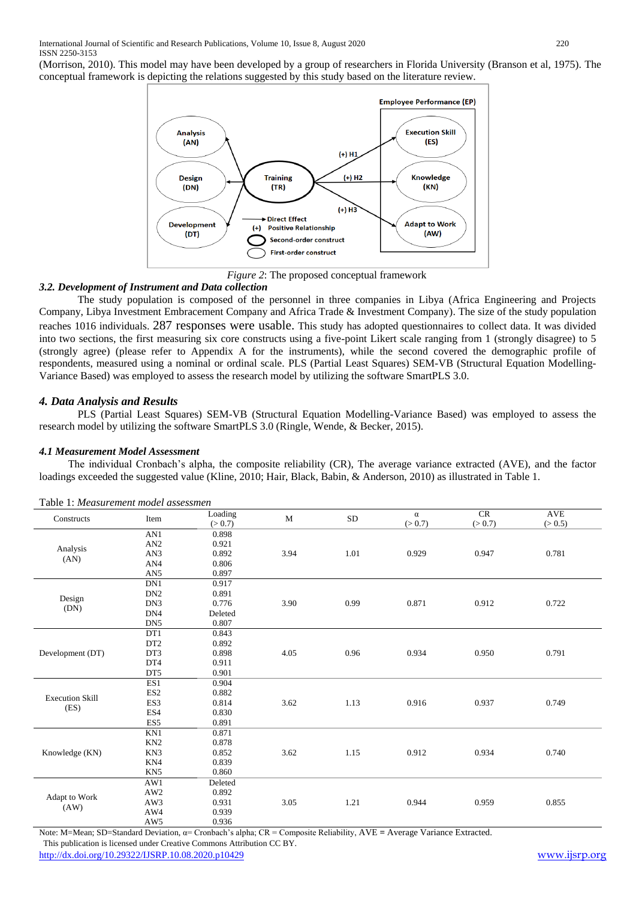(Morrison, 2010). This model may have been developed by a group of researchers in Florida University (Branson et al, 1975). The conceptual framework is depicting the relations suggested by this study based on the literature review.

*Figure 2*: The proposed conceptual framework

### *3.2. Development of Instrument and Data collection*

The study population is composed of the personnel in three companies in Libya (Africa Engineering and Projects Company, Libya Investment Embracement Company and Africa Trade & Investment Company). The size of the study population reaches 1016 individuals. 287 responses were usable. This study has adopted questionnaires to collect data. It was divided into two sections, the first measuring six core constructs using a five-point Likert scale ranging from 1 (strongly disagree) to 5 (strongly agree) (please refer to Appendix A for the instruments), while the second covered the demographic profile of respondents, measured using a nominal or ordinal scale. PLS (Partial Least Squares) SEM-VB (Structural Equation Modelling-Variance Based) was employed to assess the research model by utilizing the software SmartPLS 3.0.

## *4. Data Analysis and Results*

PLS (Partial Least Squares) SEM-VB (Structural Equation Modelling-Variance Based) was employed to assess the research model by utilizing the software SmartPLS 3.0 (Ringle, Wende, & Becker, 2015).

### *4.1 Measurement Model Assessment*

The individual Cronbach's alpha, the composite reliability (CR), The average variance extracted (AVE), and the factor loadings exceeded the suggested value (Kline, 2010; Hair, Black, Babin, & Anderson, 2010) as illustrated in Table 1.

Table 1: *Measurement model assessmen*

| Constructs | Item | Loading (> 0.7) | M | SD | α (> 0.7) | CR (> 0.7) | AVE (> 0.5) |
|---|---|---|---|---|---|---|---|
| Analysis (AN) | AN1 | 0.898 | 3.94 | 1.01 | 0.929 | 0.947 | 0.781 |
| | AN2 | 0.921 | | | | | |
| | AN3 | 0.892 | | | | | |
| | AN4 | 0.806 | | | | | |
| | AN5 | 0.897 | | | | | |
| Design (DN) | DN1 | 0.917 | 3.90 | 0.99 | 0.871 | 0.912 | 0.722 |
| | DN2 | 0.891 | | | | | |
| | DN3 | 0.776 | | | | | |
| | DN4 | Deleted | | | | | |
| | DN5 | 0.807 | | | | | |
| Development (DT) | DT1 | 0.843 | 4.05 | 0.96 | 0.934 | 0.950 | 0.791 |
| | DT2 | 0.892 | | | | | |
| | DT3 | 0.898 | | | | | |
| | DT4 | 0.911 | | | | | |
| | DT5 | 0.901 | | | | | |
| Execution Skill (ES) | ES1 | 0.904 | 3.62 | 1.13 | 0.916 | 0.937 | 0.749 |
| | ES2 | 0.882 | | | | | |
| | ES3 | 0.814 | | | | | |
| | ES4 | 0.830 | | | | | |
| | ES5 | 0.891 | | | | | |
| Knowledge (KN) | KN1 | 0.871 | 3.62 | 1.15 | 0.912 | 0.934 | 0.740 |
| | KN2 | 0.878 | | | | | |
| | KN3 | 0.852 | | | | | |
| | KN4 | 0.839 | | | | | |
| | KN5 | 0.860 | | | | | |
| Adapt to Work (AW) | AW1 | Deleted | 3.05 | 1.21 | 0.944 | 0.959 | 0.855 |
| | AW2 | 0.892 | | | | | |
| | AW3 | 0.931 | | | | | |
| | AW4 | 0.939 | | | | | |
| | AW5 | 0.936 | | | | | |

Note: M=Mean; SD=Standard Deviation, α= Cronbach's alpha; CR = Composite Reliability, AVE = Average Variance Extracted.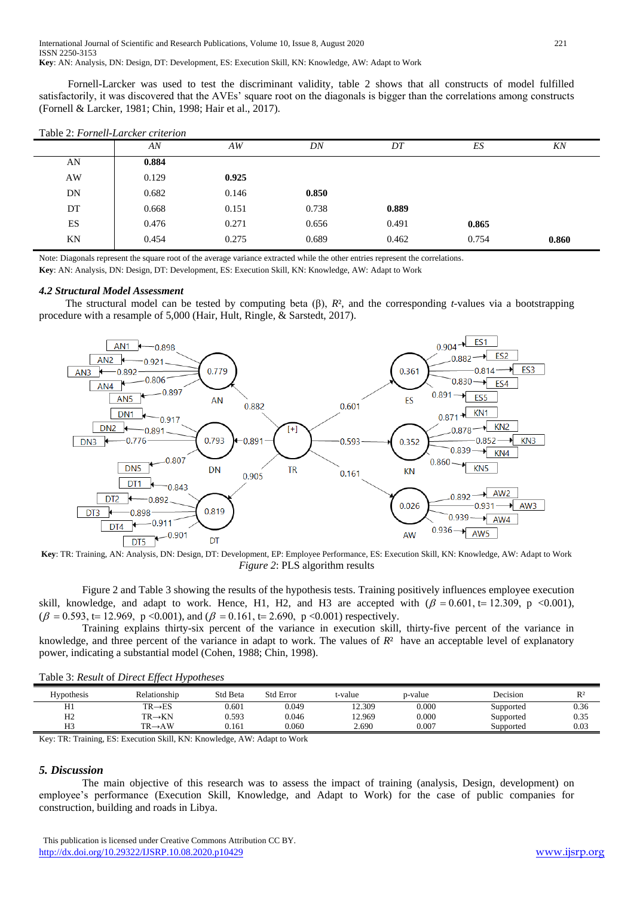**Key**: AN: Analysis, DN: Design, DT: Development, ES: Execution Skill, KN: Knowledge, AW: Adapt to Work

Fornell-Larcker was used to test the discriminant validity, table 2 shows that all constructs of model fulfilled satisfactorily, it was discovered that the AVEs' square root on the diagonals is bigger than the correlations among constructs (Fornell & Larcker, 1981; Chin, 1998; Hair et al., 2017).

Table 2: *Fornell-Larcker criterion*

| | *AN* | *AW* | *DN* | *DT* | *ES* | *KN* |
|---|---|---|---|---|---|---|
| AN | **0.884** | | | | | |
| AW | 0.129 | **0.925** | | | | |
| DN | 0.682 | 0.146 | **0.850** | | | |
| DT | 0.668 | 0.151 | 0.738 | **0.889** | | |
| ES | 0.476 | 0.271 | 0.656 | 0.491 | **0.865** | |
| KN | 0.454 | 0.275 | 0.689 | 0.462 | 0.754 | **0.860** |

Note: Diagonals represent the square root of the average variance extracted while the other entries represent the correlations.
**Key**: AN: Analysis, DN: Design, DT: Development, ES: Execution Skill, KN: Knowledge, AW: Adapt to Work

### *4.2 Structural Model Assessment*

The structural model can be tested by computing beta (β), $R^2$, and the corresponding *t*-values via a bootstrapping procedure with a resample of 5,000 (Hair, Hult, Ringle, & Sarstedt, 2017).

**Key**: TR: Training, AN: Analysis, DN: Design, DT: Development, EP: Employee Performance, ES: Execution Skill, KN: Knowledge, AW: Adapt to Work

*Figure 2*: PLS algorithm results

Figure 2 and Table 3 showing the results of the hypothesis tests. Training positively influences employee execution skill, knowledge, and adapt to work. Hence, H1, H2, and H3 are accepted with ($\beta$ = 0.601, t= 12.309, p <0.001), ($\beta$ = 0.593, t= 12.969, p <0.001), and ($\beta$ = 0.161, t= 2.690, p <0.001) respectively.

Training explains thirty-six percent of the variance in execution skill, thirty-five percent of the variance in knowledge, and three percent of the variance in adapt to work. The values of $R^2$ have an acceptable level of explanatory power, indicating a substantial model (Cohen, 1988; Chin, 1998).

Table 3: *Result* of *Direct Effect Hypotheses*

| Hypothesis | Relationship | Std Beta | Std Error | t-value | p-value | Decision | $R^2$ |
|---|---|---|---|---|---|---|---|
| H1 | TR→ES | 0.601 | 0.049 | 12.309 | 0.000 | Supported | 0.36 |
| H2 | TR→KN | 0.593 | 0.046 | 12.969 | 0.000 | Supported | 0.35 |
| H3 | TR→AW | 0.161 | 0.060 | 2.690 | 0.007 | Supported | 0.03 |

Key: TR: Training, ES: Execution Skill, KN: Knowledge, AW: Adapt to Work

## *5. Discussion*

The main objective of this research was to assess the impact of training (analysis, Design, development) on employee's performance (Execution Skill, Knowledge, and Adapt to Work) for the case of public companies for construction, building and roads in Libya.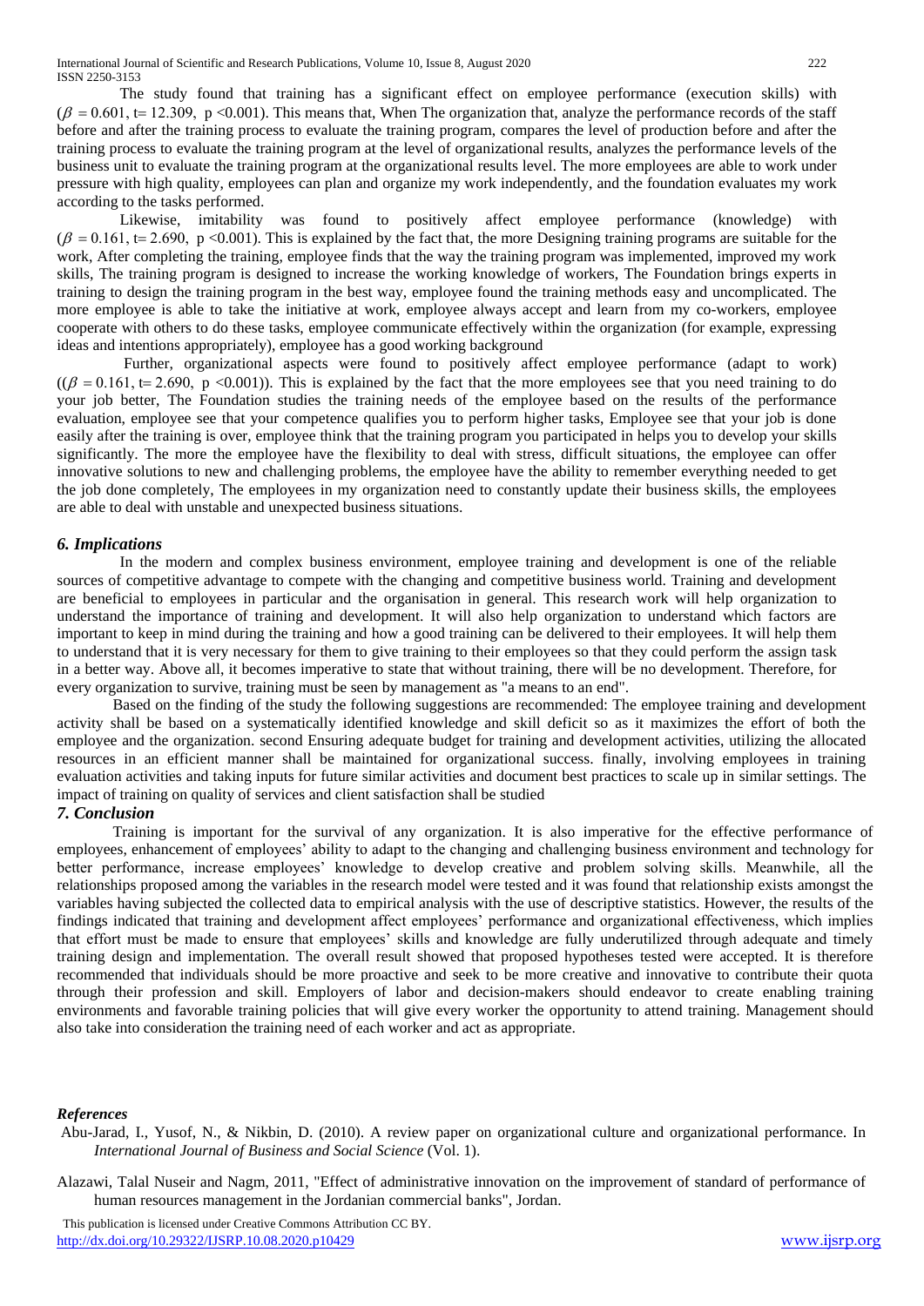The study found that training has a significant effect on employee performance (execution skills) with ($\beta = 0.601$, t= 12.309, p <0.001). This means that, When The organization that, analyze the performance records of the staff before and after the training process to evaluate the training program, compares the level of production before and after the training process to evaluate the training program at the level of organizational results, analyzes the performance levels of the business unit to evaluate the training program at the organizational results level. The more employees are able to work under pressure with high quality, employees can plan and organize my work independently, and the foundation evaluates my work according to the tasks performed.

Likewise, imitability was found to positively affect employee performance (knowledge) with ($\beta = 0.161$, t= 2.690, p <0.001). This is explained by the fact that, the more Designing training programs are suitable for the work, After completing the training, employee finds that the way the training program was implemented, improved my work skills, The training program is designed to increase the working knowledge of workers, The Foundation brings experts in training to design the training program in the best way, employee found the training methods easy and uncomplicated. The more employee is able to take the initiative at work, employee always accept and learn from my co-workers, employee cooperate with others to do these tasks, employee communicate effectively within the organization (for example, expressing ideas and intentions appropriately), employee has a good working background

Further, organizational aspects were found to positively affect employee performance (adapt to work) (($\beta = 0.161$, t= 2.690, p <0.001)). This is explained by the fact that the more employees see that you need training to do your job better, The Foundation studies the training needs of the employee based on the results of the performance evaluation, employee see that your competence qualifies you to perform higher tasks, Employee see that your job is done easily after the training is over, employee think that the training program you participated in helps you to develop your skills significantly. The more the employee have the flexibility to deal with stress, difficult situations, the employee can offer innovative solutions to new and challenging problems, the employee have the ability to remember everything needed to get the job done completely, The employees in my organization need to constantly update their business skills, the employees are able to deal with unstable and unexpected business situations.

## *6. Implications*

In the modern and complex business environment, employee training and development is one of the reliable sources of competitive advantage to compete with the changing and competitive business world. Training and development are beneficial to employees in particular and the organisation in general. This research work will help organization to understand the importance of training and development. It will also help organization to understand which factors are important to keep in mind during the training and how a good training can be delivered to their employees. It will help them to understand that it is very necessary for them to give training to their employees so that they could perform the assign task in a better way. Above all, it becomes imperative to state that without training, there will be no development. Therefore, for every organization to survive, training must be seen by management as "a means to an end".

Based on the finding of the study the following suggestions are recommended: The employee training and development activity shall be based on a systematically identified knowledge and skill deficit so as it maximizes the effort of both the employee and the organization. second Ensuring adequate budget for training and development activities, utilizing the allocated resources in an efficient manner shall be maintained for organizational success. finally, involving employees in training evaluation activities and taking inputs for future similar activities and document best practices to scale up in similar settings. The impact of training on quality of services and client satisfaction shall be studied

## *7. Conclusion*

Training is important for the survival of any organization. It is also imperative for the effective performance of employees, enhancement of employees' ability to adapt to the changing and challenging business environment and technology for better performance, increase employees' knowledge to develop creative and problem solving skills. Meanwhile, all the relationships proposed among the variables in the research model were tested and it was found that relationship exists amongst the variables having subjected the collected data to empirical analysis with the use of descriptive statistics. However, the results of the findings indicated that training and development affect employees' performance and organizational effectiveness, which implies that effort must be made to ensure that employees' skills and knowledge are fully underutilized through adequate and timely training design and implementation. The overall result showed that proposed hypotheses tested were accepted. It is therefore recommended that individuals should be more proactive and seek to be more creative and innovative to contribute their quota through their profession and skill. Employers of labor and decision-makers should endeavor to create enabling training environments and favorable training policies that will give every worker the opportunity to attend training. Management should also take into consideration the training need of each worker and act as appropriate.

## *References*

Abu-Jarad, I., Yusof, N., & Nikbin, D. (2010). A review paper on organizational culture and organizational performance. In *International Journal of Business and Social Science* (Vol. 1).

Alazawi, Talal Nuseir and Nagm, 2011, "Effect of administrative innovation on the improvement of standard of performance of human resources management in the Jordanian commercial banks", Jordan.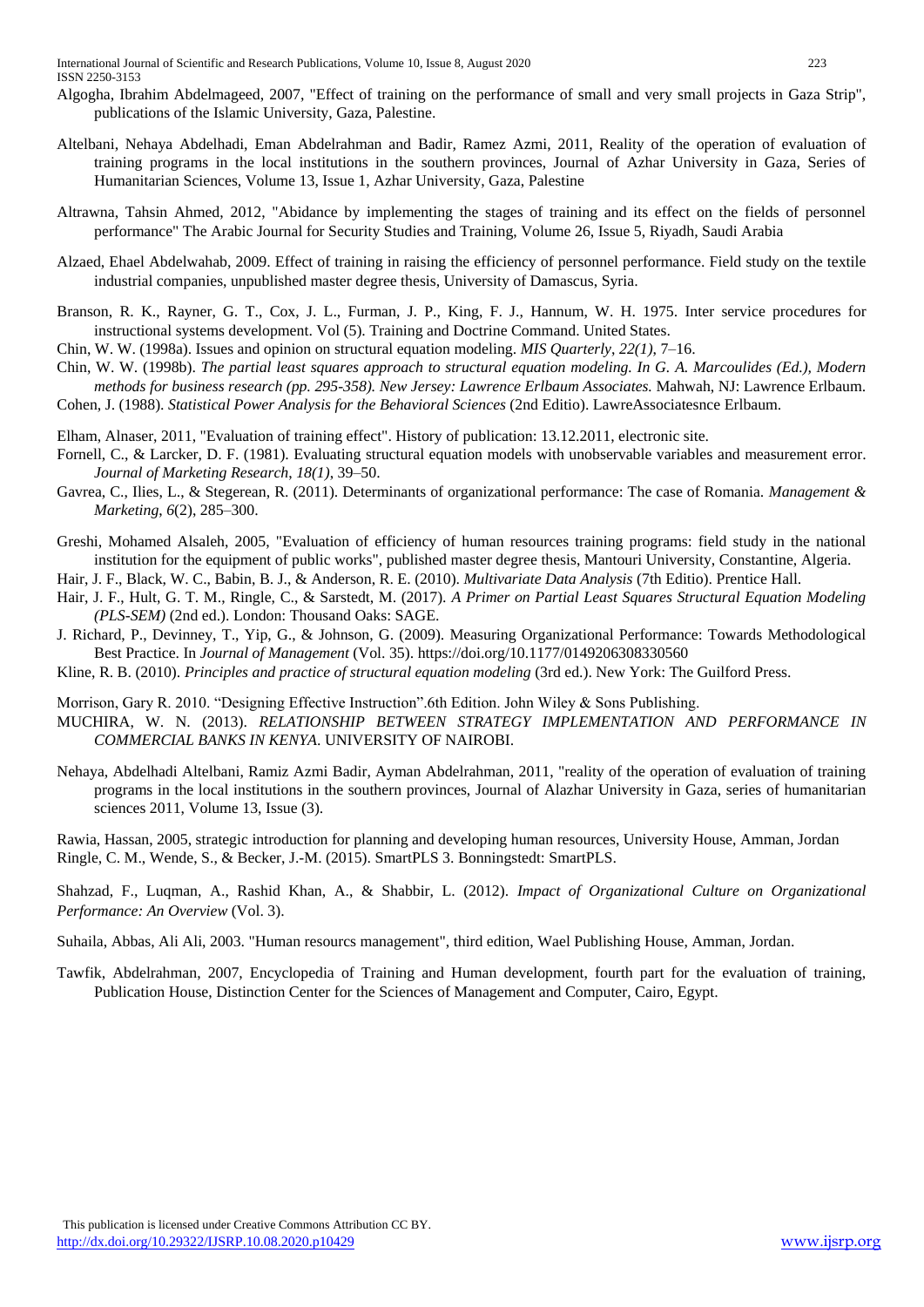Algogha, Ibrahim Abdelmageed, 2007, "Effect of training on the performance of small and very small projects in Gaza Strip", publications of the Islamic University, Gaza, Palestine.

Altelbani, Nehaya Abdelhadi, Eman Abdelrahman and Badir, Ramez Azmi, 2011, Reality of the operation of evaluation of training programs in the local institutions in the southern provinces, Journal of Azhar University in Gaza, Series of Humanitarian Sciences, Volume 13, Issue 1, Azhar University, Gaza, Palestine

Altrawna, Tahsin Ahmed, 2012, "Abidance by implementing the stages of training and its effect on the fields of personnel performance" The Arabic Journal for Security Studies and Training, Volume 26, Issue 5, Riyadh, Saudi Arabia

Alzaed, Ehael Abdelwahab, 2009. Effect of training in raising the efficiency of personnel performance. Field study on the textile industrial companies, unpublished master degree thesis, University of Damascus, Syria.

Branson, R. K., Rayner, G. T., Cox, J. L., Furman, J. P., King, F. J., Hannum, W. H. 1975. Inter service procedures for instructional systems development. Vol (5). Training and Doctrine Command. United States.

Chin, W. W. (1998a). Issues and opinion on structural equation modeling. *MIS Quarterly*, *22(1)*, 7–16.

Chin, W. W. (1998b). *The partial least squares approach to structural equation modeling. In G. A. Marcoulides (Ed.), Modern methods for business research (pp. 295-358). New Jersey: Lawrence Erlbaum Associates.* Mahwah, NJ: Lawrence Erlbaum.

Cohen, J. (1988). *Statistical Power Analysis for the Behavioral Sciences* (2nd Editio). LawreAssociatesnce Erlbaum.

Elham, Alnaser, 2011, "Evaluation of training effect". History of publication: 13.12.2011, electronic site.

Fornell, C., & Larcker, D. F. (1981). Evaluating structural equation models with unobservable variables and measurement error. *Journal of Marketing Research*, *18(1)*, 39–50.

Gavrea, C., Ilies, L., & Stegerean, R. (2011). Determinants of organizational performance: The case of Romania. *Management & Marketing*, *6*(2), 285–300.

Greshi, Mohamed Alsaleh, 2005, "Evaluation of efficiency of human resources training programs: field study in the national institution for the equipment of public works", published master degree thesis, Mantouri University, Constantine, Algeria.

Hair, J. F., Black, W. C., Babin, B. J., & Anderson, R. E. (2010). *Multivariate Data Analysis* (7th Editio). Prentice Hall.

Hair, J. F., Hult, G. T. M., Ringle, C., & Sarstedt, M. (2017). *A Primer on Partial Least Squares Structural Equation Modeling (PLS-SEM)* (2nd ed.). London: Thousand Oaks: SAGE.

J. Richard, P., Devinney, T., Yip, G., & Johnson, G. (2009). Measuring Organizational Performance: Towards Methodological Best Practice. In *Journal of Management* (Vol. 35). https://doi.org/10.1177/0149206308330560

Kline, R. B. (2010). *Principles and practice of structural equation modeling* (3rd ed.). New York: The Guilford Press.

Morrison, Gary R. 2010. "Designing Effective Instruction".6th Edition. John Wiley & Sons Publishing.

MUCHIRA, W. N. (2013). *RELATIONSHIP BETWEEN STRATEGY IMPLEMENTATION AND PERFORMANCE IN COMMERCIAL BANKS IN KENYA*. UNIVERSITY OF NAIROBI.

Nehaya, Abdelhadi Altelbani, Ramiz Azmi Badir, Ayman Abdelrahman, 2011, "reality of the operation of evaluation of training programs in the local institutions in the southern provinces, Journal of Alazhar University in Gaza, series of humanitarian sciences 2011, Volume 13, Issue (3).

Rawia, Hassan, 2005, strategic introduction for planning and developing human resources, University House, Amman, Jordan

Ringle, C. M., Wende, S., & Becker, J.-M. (2015). SmartPLS 3. Bonningstedt: SmartPLS.

Shahzad, F., Luqman, A., Rashid Khan, A., & Shabbir, L. (2012). *Impact of Organizational Culture on Organizational Performance: An Overview* (Vol. 3).

Suhaila, Abbas, Ali Ali, 2003. "Human resourcs management", third edition, Wael Publishing House, Amman, Jordan.

Tawfik, Abdelrahman, 2007, Encyclopedia of Training and Human development, fourth part for the evaluation of training, Publication House, Distinction Center for the Sciences of Management and Computer, Cairo, Egypt.